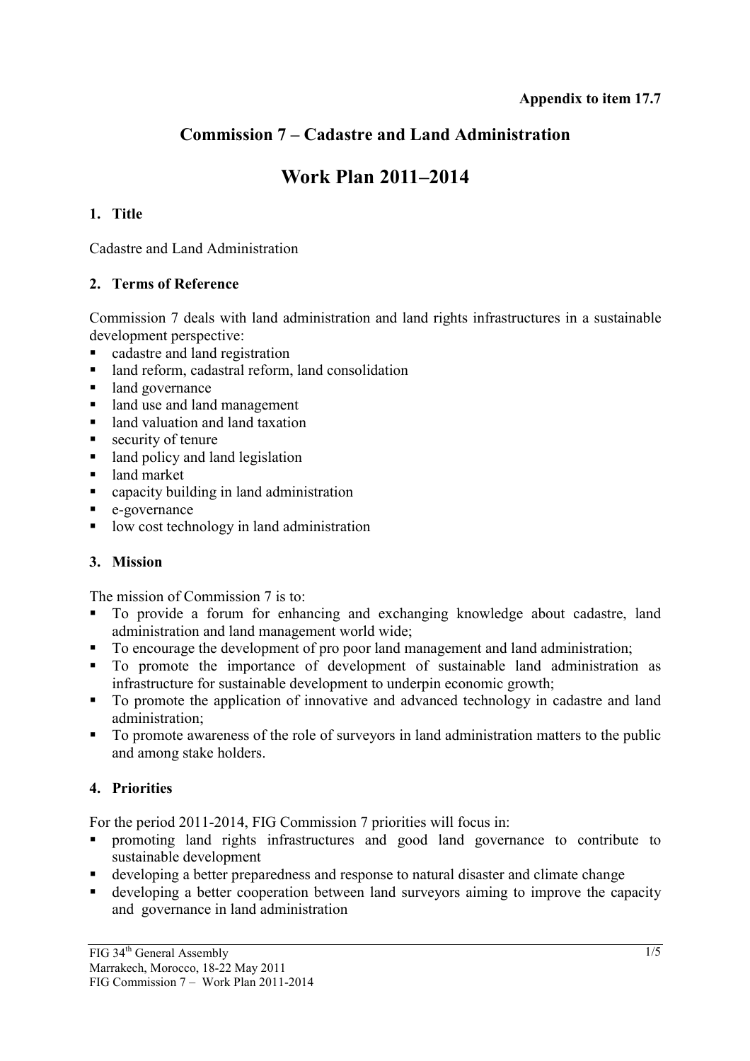**Appendix to item 17.7**

# Commission 7 – Cadastre and Land Administration

# Work Plan 2011–2014

## 1. Title

Cadastre and Land Administration

## 2. Terms of Reference

Commission 7 deals with land administration and land rights infrastructures in a sustainable development perspective:

- cadastre and land registration
- land reform, cadastral reform, land consolidation
- land governance
- land use and land management
- land valuation and land taxation
- security of tenure
- land policy and land legislation
- land market
- capacity building in land administration
- e-governance
- low cost technology in land administration

## 3. Mission

The mission of Commission 7 is to:

- To provide a forum for enhancing and exchanging knowledge about cadastre, land administration and land management world wide;
- To encourage the development of pro poor land management and land administration;
- To promote the importance of development of sustainable land administration as infrastructure for sustainable development to underpin economic growth;
- To promote the application of innovative and advanced technology in cadastre and land administration;
- To promote awareness of the role of surveyors in land administration matters to the public and among stake holders.

## 4. Priorities

For the period 2011-2014, FIG Commission 7 priorities will focus in:

- promoting land rights infrastructures and good land governance to contribute to sustainable development
- developing a better preparedness and response to natural disaster and climate change
- developing a better cooperation between land surveyors aiming to improve the capacity and governance in land administration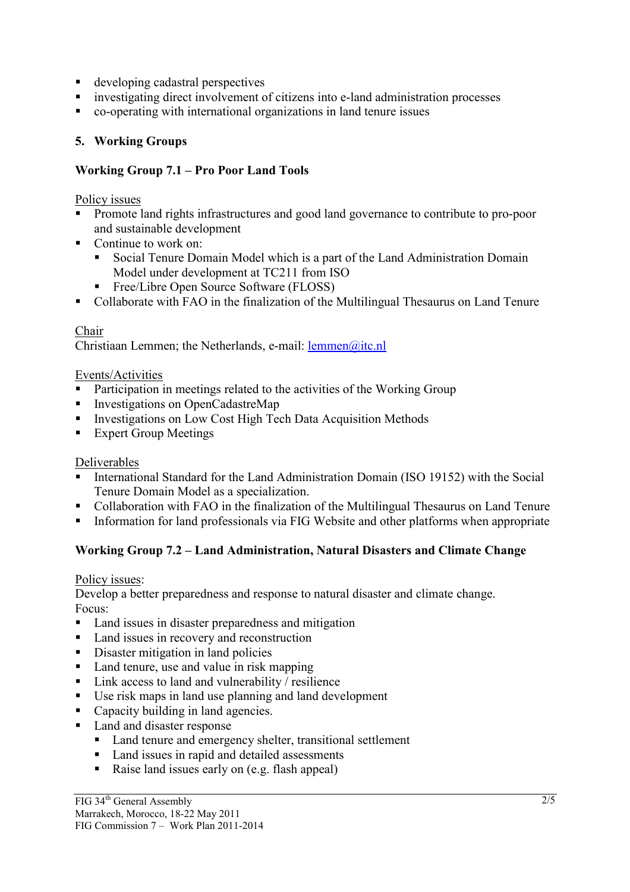- developing cadastral perspectives
- investigating direct involvement of citizens into e-land administration processes
- co-operating with international organizations in land tenure issues

## 5. Working Groups

### Working Group 7.1 – Pro Poor Land Tools

Policy issues

- Promote land rights infrastructures and good land governance to contribute to pro-poor and sustainable development
- Continue to work on:
  - Social Tenure Domain Model which is a part of the Land Administration Domain Model under development at TC211 from ISO
  - Free/Libre Open Source Software (FLOSS)
- Collaborate with FAO in the finalization of the Multilingual Thesaurus on Land Tenure

Chair

Christiaan Lemmen; the Netherlands, e-mail: lemmen@itc.nl

Events/Activities

- Participation in meetings related to the activities of the Working Group
- Investigations on OpenCadastreMap
- Investigations on Low Cost High Tech Data Acquisition Methods
- Expert Group Meetings

Deliverables

- International Standard for the Land Administration Domain (ISO 19152) with the Social Tenure Domain Model as a specialization.
- Collaboration with FAO in the finalization of the Multilingual Thesaurus on Land Tenure
- Information for land professionals via FIG Website and other platforms when appropriate

### Working Group 7.2 – Land Administration, Natural Disasters and Climate Change

Policy issues:

Develop a better preparedness and response to natural disaster and climate change.
Focus:

- Land issues in disaster preparedness and mitigation
- Land issues in recovery and reconstruction
- Disaster mitigation in land policies
- Land tenure, use and value in risk mapping
- Link access to land and vulnerability / resilience
- Use risk maps in land use planning and land development
- Capacity building in land agencies.
- Land and disaster response
  - Land tenure and emergency shelter, transitional settlement
  - Land issues in rapid and detailed assessments
  - Raise land issues early on (e.g. flash appeal)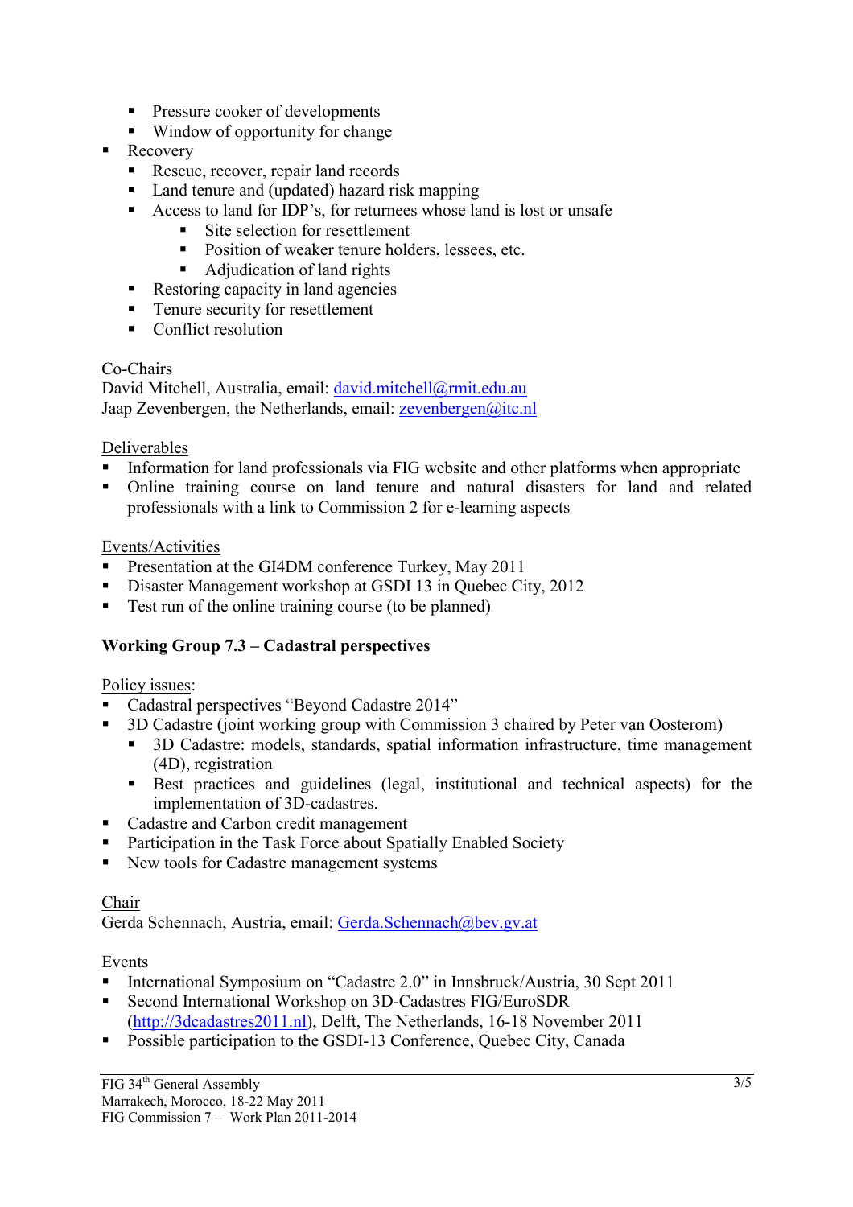- Pressure cooker of developments
    - Window of opportunity for change
- Recovery
    - Rescue, recover, repair land records
    - Land tenure and (updated) hazard risk mapping
    - Access to land for IDP's, for returnees whose land is lost or unsafe
        - Site selection for resettlement
        - Position of weaker tenure holders, lessees, etc.
        - Adjudication of land rights
    - Restoring capacity in land agencies
    - Tenure security for resettlement
    - Conflict resolution

Co-Chairs
David Mitchell, Australia, email: david.mitchell@rmit.edu.au
Jaap Zevenbergen, the Netherlands, email: zevenbergen@itc.nl

Deliverables

- Information for land professionals via FIG website and other platforms when appropriate
- Online training course on land tenure and natural disasters for land and related professionals with a link to Commission 2 for e-learning aspects

Events/Activities

- Presentation at the GI4DM conference Turkey, May 2011
- Disaster Management workshop at GSDI 13 in Quebec City, 2012
- Test run of the online training course (to be planned)

**Working Group 7.3 – Cadastral perspectives**

Policy issues:

- Cadastral perspectives "Beyond Cadastre 2014"
- 3D Cadastre (joint working group with Commission 3 chaired by Peter van Oosterom)
    - 3D Cadastre: models, standards, spatial information infrastructure, time management (4D), registration
    - Best practices and guidelines (legal, institutional and technical aspects) for the implementation of 3D-cadastres.
- Cadastre and Carbon credit management
- Participation in the Task Force about Spatially Enabled Society
- New tools for Cadastre management systems

Chair
Gerda Schennach, Austria, email: Gerda.Schennach@bev.gv.at

Events

- International Symposium on "Cadastre 2.0" in Innsbruck/Austria, 30 Sept 2011
- Second International Workshop on 3D-Cadastres FIG/EuroSDR (http://3dcadastres2011.nl), Delft, The Netherlands, 16-18 November 2011
- Possible participation to the GSDI-13 Conference, Quebec City, Canada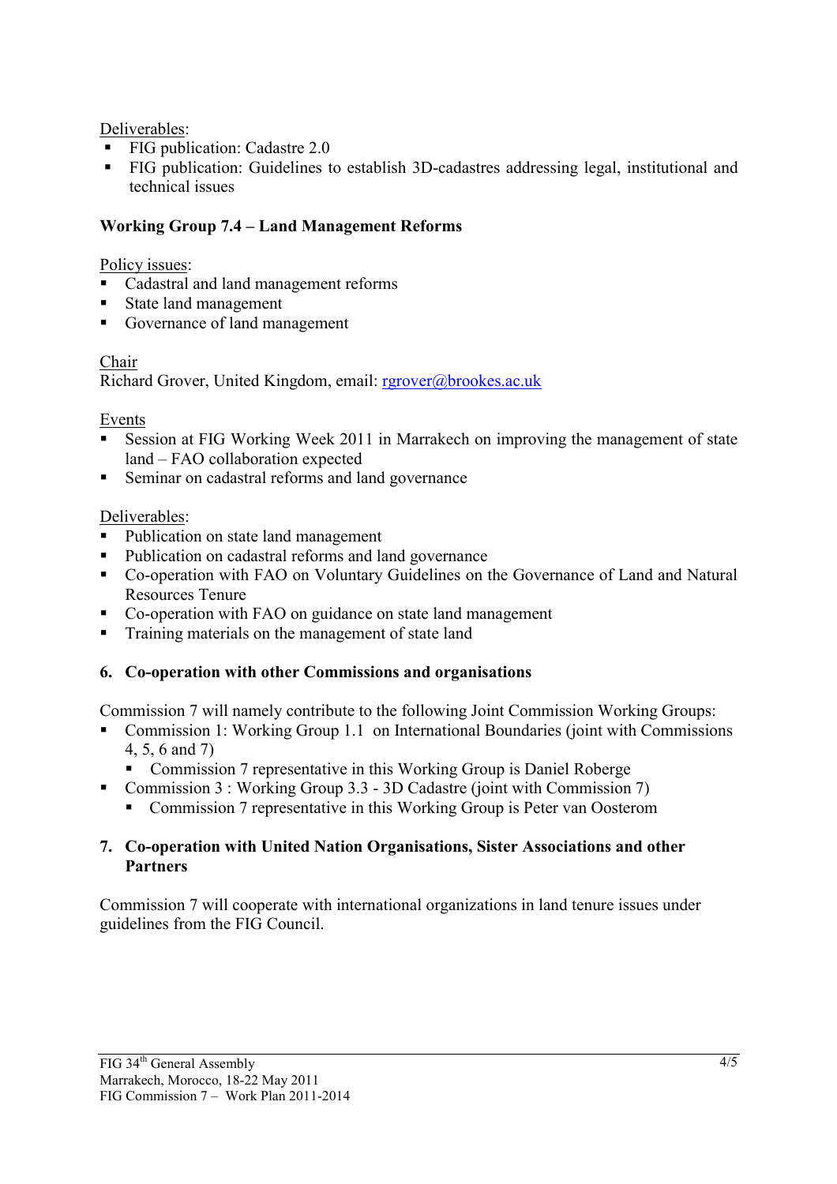Deliverables:

- FIG publication: Cadastre 2.0
- FIG publication: Guidelines to establish 3D-cadastres addressing legal, institutional and technical issues

**Working Group 7.4 – Land Management Reforms**

Policy issues:

- Cadastral and land management reforms
- State land management
- Governance of land management

Chair

Richard Grover, United Kingdom, email: rgrover@brookes.ac.uk

Events

- Session at FIG Working Week 2011 in Marrakech on improving the management of state land – FAO collaboration expected
- Seminar on cadastral reforms and land governance

Deliverables:

- Publication on state land management
- Publication on cadastral reforms and land governance
- Co-operation with FAO on Voluntary Guidelines on the Governance of Land and Natural Resources Tenure
- Co-operation with FAO on guidance on state land management
- Training materials on the management of state land

## 6. Co-operation with other Commissions and organisations

Commission 7 will namely contribute to the following Joint Commission Working Groups:

- Commission 1: Working Group 1.1 on International Boundaries (joint with Commissions 4, 5, 6 and 7)
  - Commission 7 representative in this Working Group is Daniel Roberge
- Commission 3 : Working Group 3.3 - 3D Cadastre (joint with Commission 7)
  - Commission 7 representative in this Working Group is Peter van Oosterom

## 7. Co-operation with United Nation Organisations, Sister Associations and other Partners

Commission 7 will cooperate with international organizations in land tenure issues under guidelines from the FIG Council.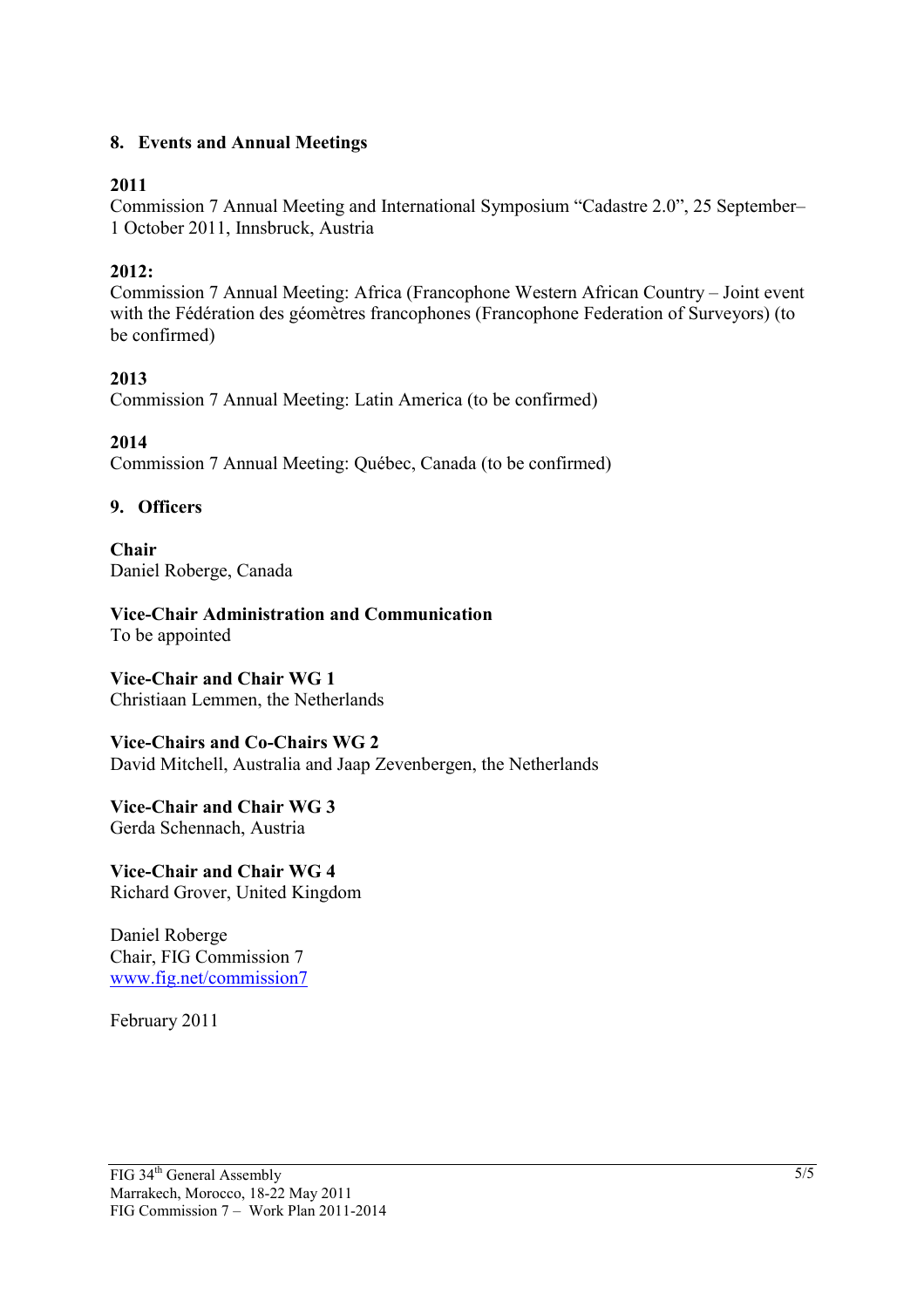## 8. Events and Annual Meetings

**2011**
Commission 7 Annual Meeting and International Symposium "Cadastre 2.0", 25 September–1 October 2011, Innsbruck, Austria

**2012:**
Commission 7 Annual Meeting: Africa (Francophone Western African Country – Joint event with the Fédération des géomètres francophones (Francophone Federation of Surveyors) (to be confirmed)

**2013**
Commission 7 Annual Meeting: Latin America (to be confirmed)

**2014**
Commission 7 Annual Meeting: Québec, Canada (to be confirmed)

## 9. Officers

**Chair**
Daniel Roberge, Canada

**Vice-Chair Administration and Communication**
To be appointed

**Vice-Chair and Chair WG 1**
Christiaan Lemmen, the Netherlands

**Vice-Chairs and Co-Chairs WG 2**
David Mitchell, Australia and Jaap Zevenbergen, the Netherlands

**Vice-Chair and Chair WG 3**
Gerda Schennach, Austria

**Vice-Chair and Chair WG 4**
Richard Grover, United Kingdom

Daniel Roberge
Chair, FIG Commission 7
www.fig.net/commission7

February 2011